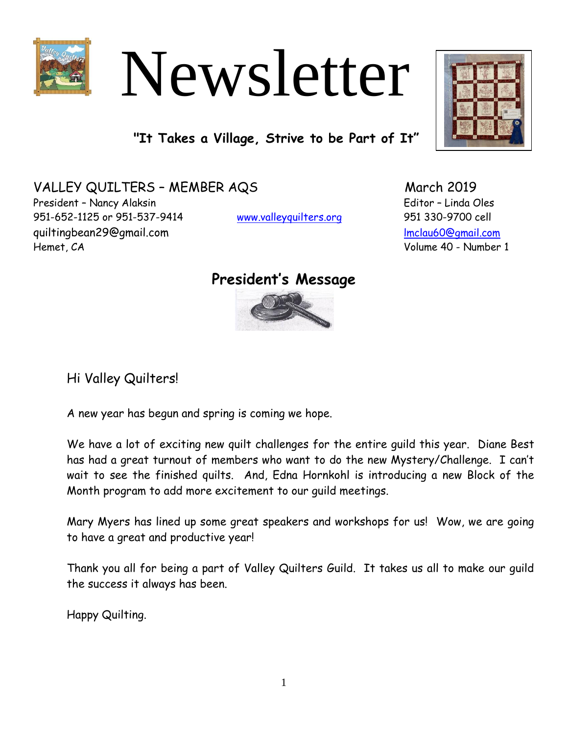# Newsletter

**"It Takes a Village, Strive to be Part of It"**

VALLEY QUILTERS – MEMBER AQS
President – Nancy Alaksin
951-652-1125 or 951-537-9414
quiltingbean29@gmail.com
Hemet, CA

www.valleyquilters.org

March 2019
Editor – Linda Oles
951 330-9700 cell
lmclau60@gmail.com
Volume 40 - Number 1

## President's Message

Hi Valley Quilters!

A new year has begun and spring is coming we hope.

We have a lot of exciting new quilt challenges for the entire guild this year. Diane Best has had a great turnout of members who want to do the new Mystery/Challenge. I can't wait to see the finished quilts. And, Edna Hornkohl is introducing a new Block of the Month program to add more excitement to our guild meetings.

Mary Myers has lined up some great speakers and workshops for us! Wow, we are going to have a great and productive year!

Thank you all for being a part of Valley Quilters Guild. It takes us all to make our guild the success it always has been.

Happy Quilting.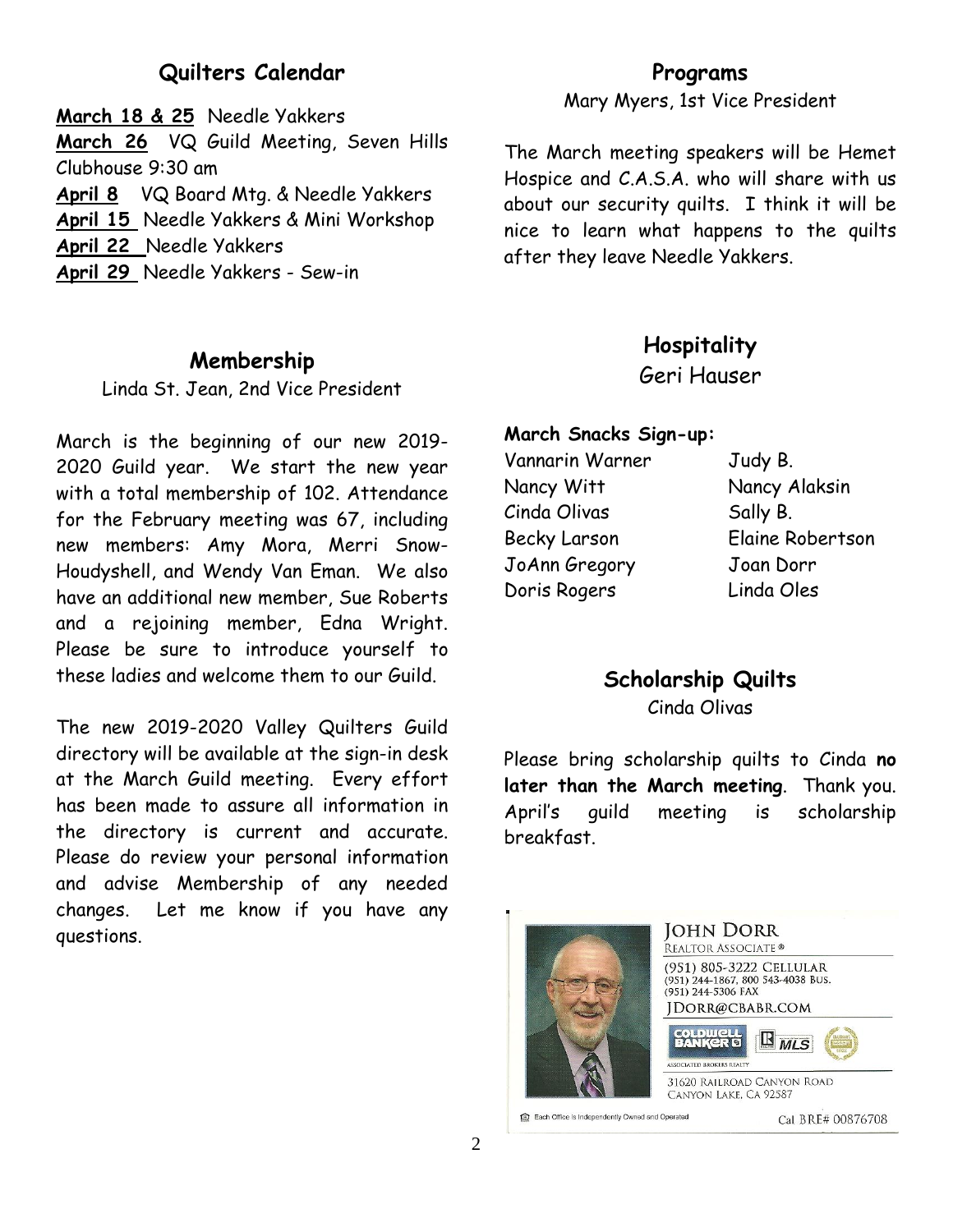## Quilters Calendar

**March 18 & 25** Needle Yakkers
**March 26** VQ Guild Meeting, Seven Hills Clubhouse 9:30 am
**April 8** VQ Board Mtg. & Needle Yakkers
**April 15** Needle Yakkers & Mini Workshop
**April 22** Needle Yakkers
**April 29** Needle Yakkers - Sew-in

## Membership

Linda St. Jean, 2nd Vice President

March is the beginning of our new 2019-2020 Guild year. We start the new year with a total membership of 102. Attendance for the February meeting was 67, including new members: Amy Mora, Merri Snow-Houdyshell, and Wendy Van Eman. We also have an additional new member, Sue Roberts and a rejoining member, Edna Wright. Please be sure to introduce yourself to these ladies and welcome them to our Guild.

The new 2019-2020 Valley Quilters Guild directory will be available at the sign-in desk at the March Guild meeting. Every effort has been made to assure all information in the directory is current and accurate. Please do review your personal information and advise Membership of any needed changes. Let me know if you have any questions.

## Programs

Mary Myers, 1st Vice President

The March meeting speakers will be Hemet Hospice and C.A.S.A. who will share with us about our security quilts. I think it will be nice to learn what happens to the quilts after they leave Needle Yakkers.

## Hospitality

Geri Hauser

**March Snacks Sign-up:**

| | |
|---|---|
| Vannarin Warner | Judy B. |
| Nancy Witt | Nancy Alaksin |
| Cinda Olivas | Sally B. |
| Becky Larson | Elaine Robertson |
| JoAnn Gregory | Joan Dorr |
| Doris Rogers | Linda Oles |

## Scholarship Quilts

Cinda Olivas

Please bring scholarship quilts to Cinda **no later than the March meeting**. Thank you. April's guild meeting is scholarship breakfast.

JOHN DORR
REALTOR ASSOCIATE®
(951) 805-3222 CELLULAR
(951) 244-1867, 800 543-4038 BUS.
(951) 244-5306 FAX
JDORR@CBABR.COM
COLDWELL BANKER ASSOCIATED BROKERS REALTY
31620 RAILROAD CANYON ROAD
CANYON LAKE, CA 92587
Each Office is Independently Owned and Operated
Cal BRE# 00876708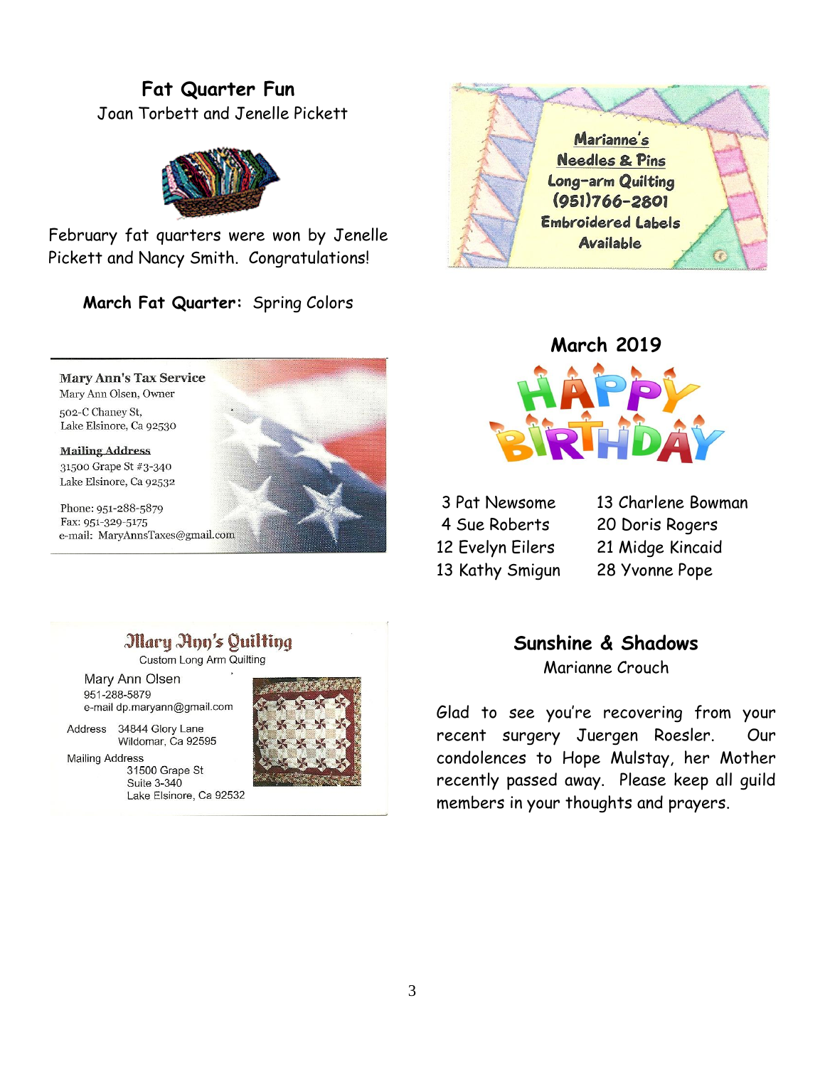## Fat Quarter Fun

Joan Torbett and Jenelle Pickett

February fat quarters were won by Jenelle Pickett and Nancy Smith. Congratulations!

**March Fat Quarter:** Spring Colors

**Mary Ann's Tax Service**
Mary Ann Olsen, Owner
502-C Chaney St,
Lake Elsinore, Ca 92530

Mailing Address
31500 Grape St #3-340
Lake Elsinore, Ca 92532

Phone: 951-288-5879
Fax: 951-329-5175
e-mail: MaryAnnsTaxes@gmail.com

**Mary Ann's Quilting**
Custom Long Arm Quilting

Mary Ann Olsen
951-288-5879
e-mail dp.maryann@gmail.com

Address 34844 Glory Lane
Wildomar, Ca 92595

Mailing Address
31500 Grape St
Suite 3-340
Lake Elsinore, Ca 92532

**Marianne's Needles & Pins**
Long-arm Quilting
(951)766-2801
Embroidered Labels Available

## March 2019

HAPPY BIRTHDAY

| | |
|---|---|
| 3 Pat Newsome | 13 Charlene Bowman |
| 4 Sue Roberts | 20 Doris Rogers |
| 12 Evelyn Eilers | 21 Midge Kincaid |
| 13 Kathy Smigun | 28 Yvonne Pope |

## Sunshine & Shadows

Marianne Crouch

Glad to see you're recovering from your recent surgery Juergen Roesler. Our condolences to Hope Mulstay, her Mother recently passed away. Please keep all guild members in your thoughts and prayers.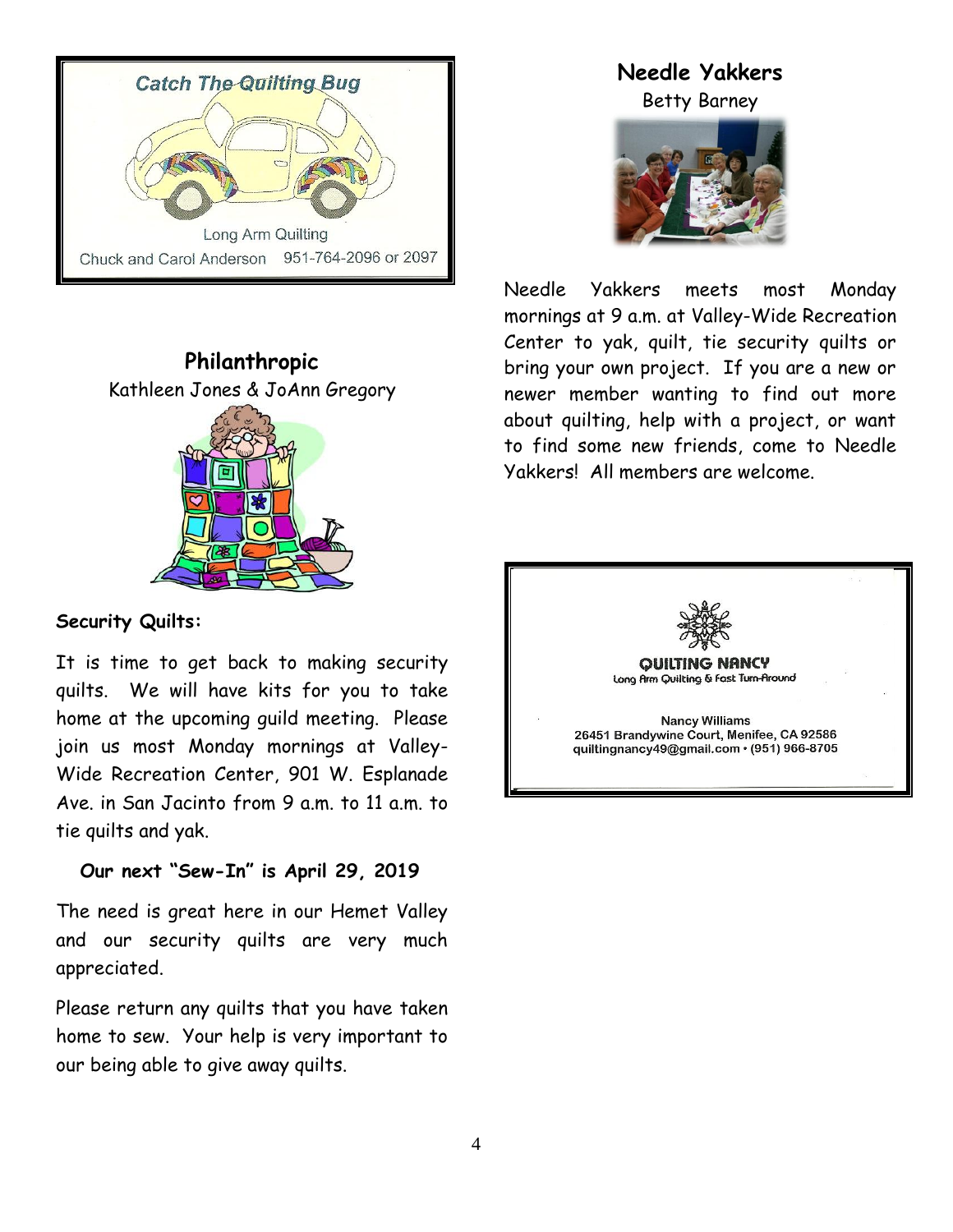Catch The Quilting Bug

Long Arm Quilting

Chuck and Carol Anderson 951-764-2096 or 2097

## Philanthropic

Kathleen Jones & JoAnn Gregory

**Security Quilts:**

It is time to get back to making security quilts. We will have kits for you to take home at the upcoming guild meeting. Please join us most Monday mornings at Valley-Wide Recreation Center, 901 W. Esplanade Ave. in San Jacinto from 9 a.m. to 11 a.m. to tie quilts and yak.

**Our next "Sew-In" is April 29, 2019**

The need is great here in our Hemet Valley and our security quilts are very much appreciated.

Please return any quilts that you have taken home to sew. Your help is very important to our being able to give away quilts.

## Needle Yakkers

Betty Barney

Needle Yakkers meets most Monday mornings at 9 a.m. at Valley-Wide Recreation Center to yak, quilt, tie security quilts or bring your own project. If you are a new or newer member wanting to find out more about quilting, help with a project, or want to find some new friends, come to Needle Yakkers! All members are welcome.

QUILTING NANCY

Long Arm Quilting & Fast Turn-Around

Nancy Williams
26451 Brandywine Court, Menifee, CA 92586
quiltingnancy49@gmail.com • (951) 966-8705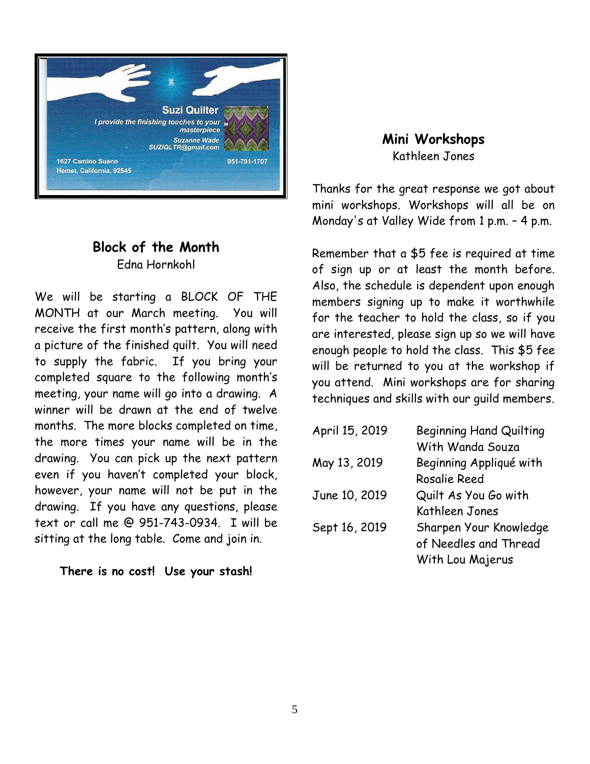Suzi Quilter

*I provide the finishing touches to your masterpiece*

*Suzanne Wade*
*SUZIQLTR@gmail.com*

1627 Camino Sueno
Hemet, California, 92545

951-791-1707

## Block of the Month

Edna Hornkohl

We will be starting a BLOCK OF THE MONTH at our March meeting. You will receive the first month's pattern, along with a picture of the finished quilt. You will need to supply the fabric. If you bring your completed square to the following month's meeting, your name will go into a drawing. A winner will be drawn at the end of twelve months. The more blocks completed on time, the more times your name will be in the drawing. You can pick up the next pattern even if you haven't completed your block, however, your name will not be put in the drawing. If you have any questions, please text or call me @ 951-743-0934. I will be sitting at the long table. Come and join in.

**There is no cost! Use your stash!**

## Mini Workshops

Kathleen Jones

Thanks for the great response we got about mini workshops. Workshops will all be on Monday's at Valley Wide from 1 p.m. – 4 p.m.

Remember that a $5 fee is required at time of sign up or at least the month before. Also, the schedule is dependent upon enough members signing up to make it worthwhile for the teacher to hold the class, so if you are interested, please sign up so we will have enough people to hold the class. This $5 fee will be returned to you at the workshop if you attend. Mini workshops are for sharing techniques and skills with our guild members.

| | |
|---|---|
| April 15, 2019 | Beginning Hand Quilting With Wanda Souza |
| May 13, 2019 | Beginning Appliqué with Rosalie Reed |
| June 10, 2019 | Quilt As You Go with Kathleen Jones |
| Sept 16, 2019 | Sharpen Your Knowledge of Needles and Thread With Lou Majerus |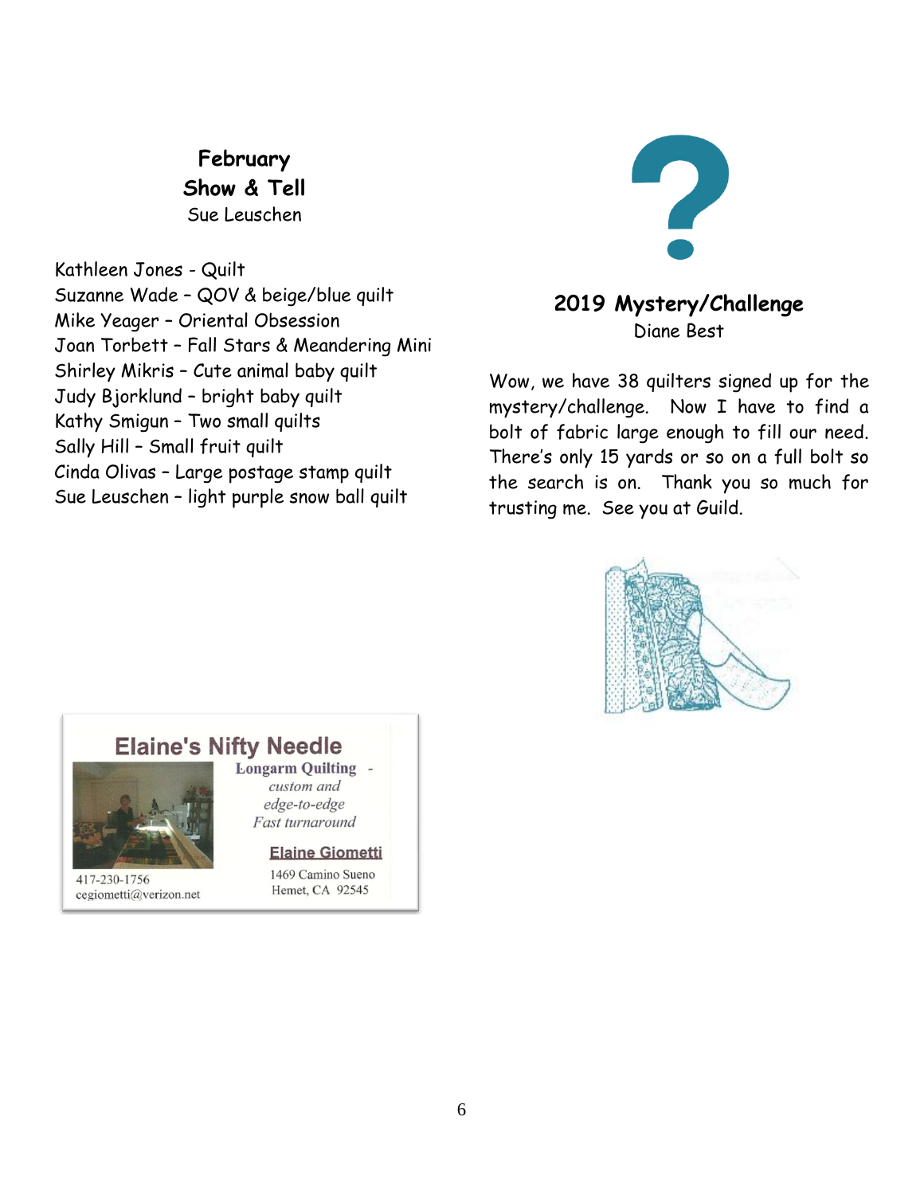## February Show & Tell

Sue Leuschen

Kathleen Jones - Quilt
Suzanne Wade – QOV & beige/blue quilt
Mike Yeager – Oriental Obsession
Joan Torbett – Fall Stars & Meandering Mini
Shirley Mikris – Cute animal baby quilt
Judy Bjorklund – bright baby quilt
Kathy Smigun – Two small quilts
Sally Hill – Small fruit quilt
Cinda Olivas – Large postage stamp quilt
Sue Leuschen – light purple snow ball quilt

## 2019 Mystery/Challenge

Diane Best

Wow, we have 38 quilters signed up for the mystery/challenge. Now I have to find a bolt of fabric large enough to fill our need. There's only 15 yards or so on a full bolt so the search is on. Thank you so much for trusting me. See you at Guild.

**Elaine's Nifty Needle**

**Longarm Quilting** -
*custom and edge-to-edge*
*Fast turnaround*

**Elaine Giometti**
1469 Camino Sueno
Hemet, CA 92545

417-230-1756
cegiometti@verizon.net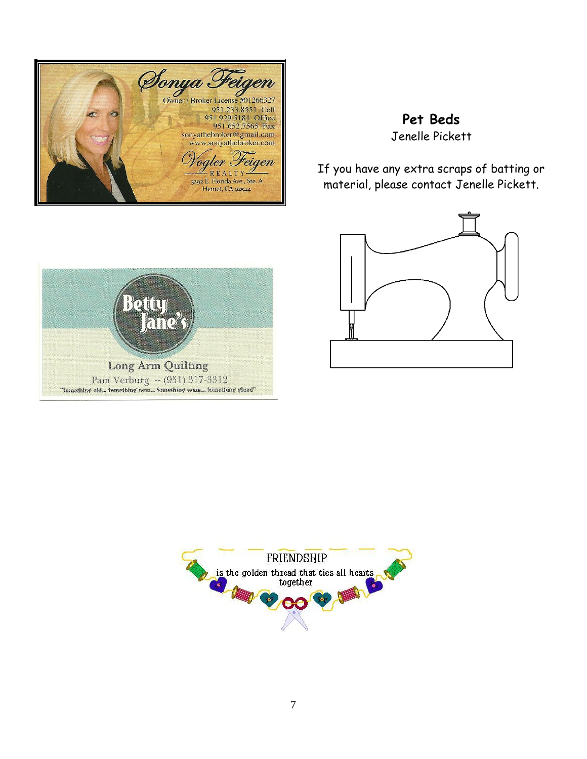Sonya Feigen

Owner / Broker License #01266327

951.233.8551 Cell

951.929.5181 Office

951.652.7565 Fax

sonyathebroker@gmail.com

www.sonyathebroker.com

Vogler Feigen REALTY

3292 E. Florida Ave., Ste. A

Hemet, CA 92544

**Pet Beds**

Jenelle Pickett

If you have any extra scraps of batting or material, please contact Jenelle Pickett.

Betty Jane's

Long Arm Quilting

Pam Verburg -- (951) 317-3312

"Something old... Something new... Something sewn... Something glued"

FRIENDSHIP is the golden thread that ties all hearts together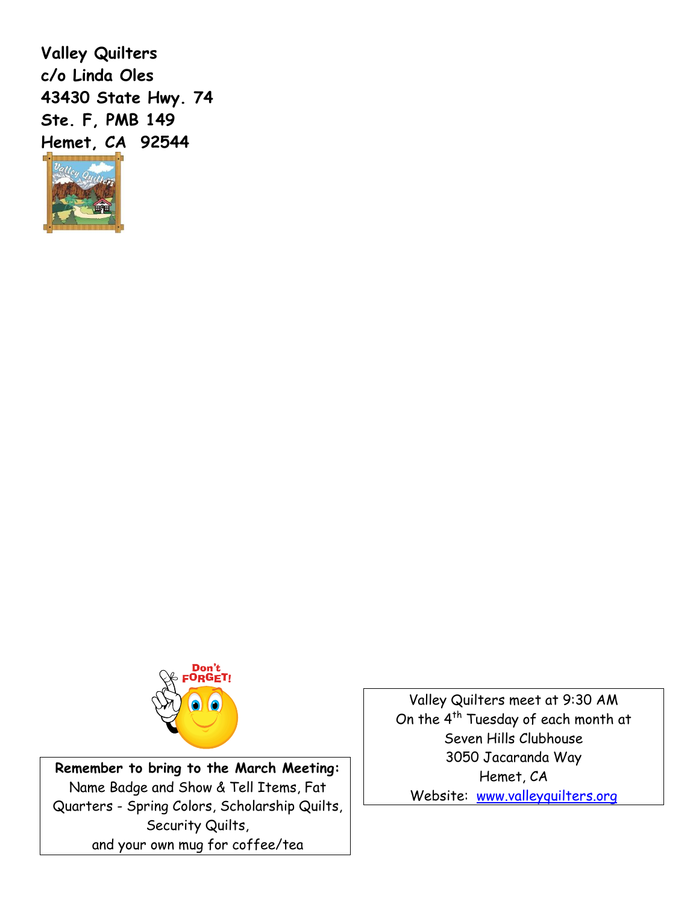**Valley Quilters**
**c/o Linda Oles**
**43430 State Hwy. 74**
**Ste. F, PMB 149**
**Hemet, CA  92544**

**Remember to bring to the March Meeting:**
Name Badge and Show & Tell Items, Fat Quarters - Spring Colors, Scholarship Quilts, Security Quilts,
and your own mug for coffee/tea

Valley Quilters meet at 9:30 AM
On the 4th Tuesday of each month at
Seven Hills Clubhouse
3050 Jacaranda Way
Hemet, CA
Website: www.valleyquilters.org